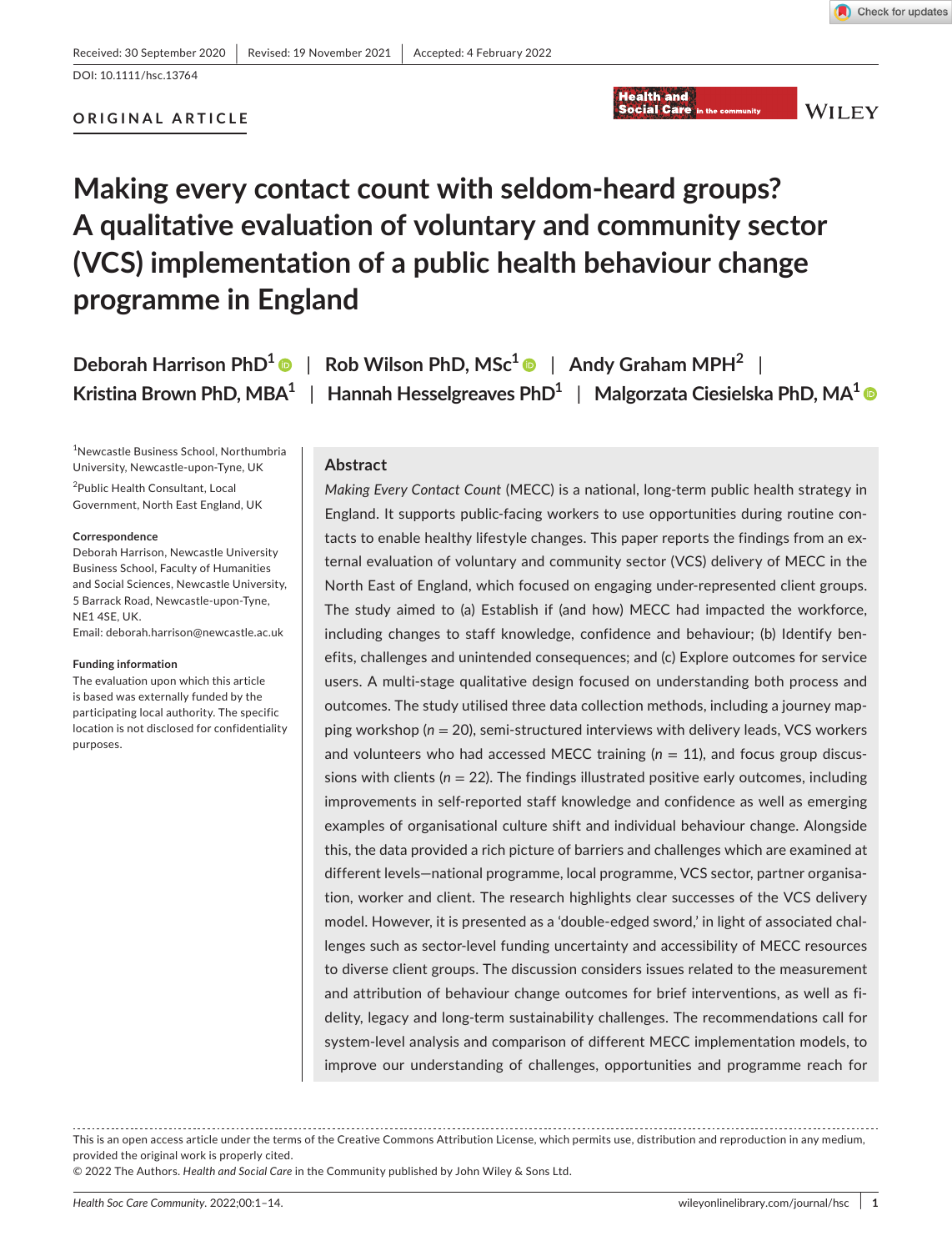Received: 30 September 2020 | Revised: 19 November 2021 | Accepted: 4 February 2022

DOI: 10.1111/hsc.13764

ORIGINAL ARTICLE

# Making every contact count with seldom-heard groups? A qualitative evaluation of voluntary and community sector (VCS) implementation of a public health behaviour change programme in England

**Deborah Harrison PhD[1] | Rob Wilson PhD, MSc[1] | Andy Graham MPH[2] | Kristina Brown PhD, MBA[1] | Hannah Hesselgreaves PhD[1] | Malgorzata Ciesielska PhD, MA[1]**

[1]Newcastle Business School, Northumbria University, Newcastle-upon-Tyne, UK

[2]Public Health Consultant, Local Government, North East England, UK

**Correspondence**

Deborah Harrison, Newcastle University Business School, Faculty of Humanities and Social Sciences, Newcastle University, 5 Barrack Road, Newcastle-upon-Tyne, NE1 4SE, UK.
Email: deborah.harrison@newcastle.ac.uk

**Funding information**

The evaluation upon which this article is based was externally funded by the participating local authority. The specific location is not disclosed for confidentiality purposes.

## Abstract

*Making Every Contact Count* (MECC) is a national, long-term public health strategy in England. It supports public-facing workers to use opportunities during routine contacts to enable healthy lifestyle changes. This paper reports the findings from an external evaluation of voluntary and community sector (VCS) delivery of MECC in the North East of England, which focused on engaging under-represented client groups. The study aimed to (a) Establish if (and how) MECC had impacted the workforce, including changes to staff knowledge, confidence and behaviour; (b) Identify benefits, challenges and unintended consequences; and (c) Explore outcomes for service users. A multi-stage qualitative design focused on understanding both process and outcomes. The study utilised three data collection methods, including a journey mapping workshop ($n = 20$), semi-structured interviews with delivery leads, VCS workers and volunteers who had accessed MECC training ($n = 11$), and focus group discussions with clients ($n = 22$). The findings illustrated positive early outcomes, including improvements in self-reported staff knowledge and confidence as well as emerging examples of organisational culture shift and individual behaviour change. Alongside this, the data provided a rich picture of barriers and challenges which are examined at different levels—national programme, local programme, VCS sector, partner organisation, worker and client. The research highlights clear successes of the VCS delivery model. However, it is presented as a 'double-edged sword,' in light of associated challenges such as sector-level funding uncertainty and accessibility of MECC resources to diverse client groups. The discussion considers issues related to the measurement and attribution of behaviour change outcomes for brief interventions, as well as fidelity, legacy and long-term sustainability challenges. The recommendations call for system-level analysis and comparison of different MECC implementation models, to improve our understanding of challenges, opportunities and programme reach for

This is an open access article under the terms of the Creative Commons Attribution License, which permits use, distribution and reproduction in any medium, provided the original work is properly cited.
© 2022 The Authors. *Health and Social Care* in the Community published by John Wiley & Sons Ltd.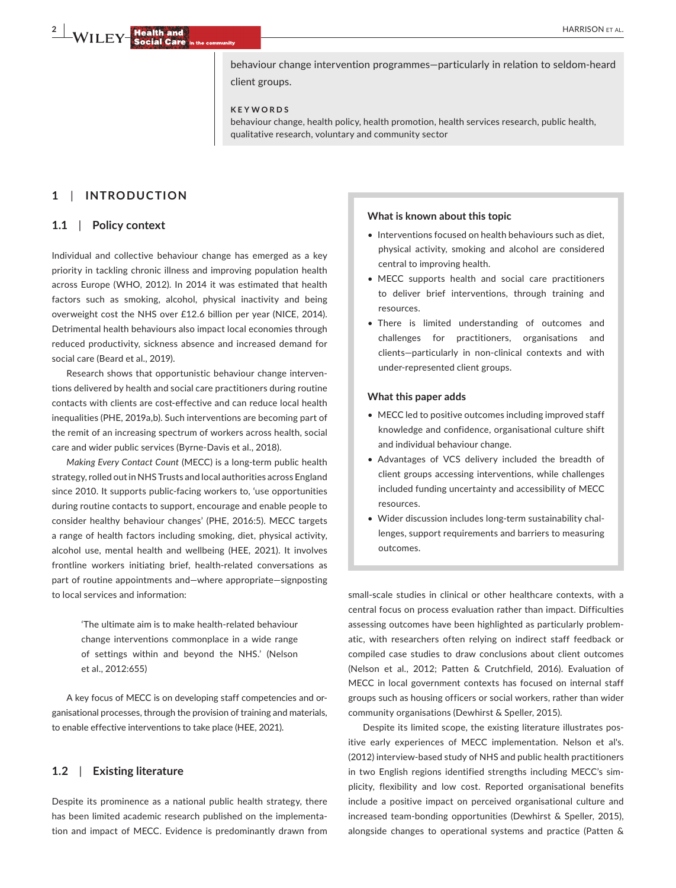behaviour change intervention programmes—particularly in relation to seldom-heard client groups.

**KEYWORDS**

behaviour change, health policy, health promotion, health services research, public health, qualitative research, voluntary and community sector

## 1 | INTRODUCTION

### 1.1 | Policy context

Individual and collective behaviour change has emerged as a key priority in tackling chronic illness and improving population health across Europe (WHO, 2012). In 2014 it was estimated that health factors such as smoking, alcohol, physical inactivity and being overweight cost the NHS over £12.6 billion per year (NICE, 2014). Detrimental health behaviours also impact local economies through reduced productivity, sickness absence and increased demand for social care (Beard et al., 2019).

Research shows that opportunistic behaviour change interventions delivered by health and social care practitioners during routine contacts with clients are cost-effective and can reduce local health inequalities (PHE, 2019a,b). Such interventions are becoming part of the remit of an increasing spectrum of workers across health, social care and wider public services (Byrne-Davis et al., 2018).

*Making Every Contact Count* (MECC) is a long-term public health strategy, rolled out in NHS Trusts and local authorities across England since 2010. It supports public-facing workers to, 'use opportunities during routine contacts to support, encourage and enable people to consider healthy behaviour changes' (PHE, 2016:5). MECC targets a range of health factors including smoking, diet, physical activity, alcohol use, mental health and wellbeing (HEE, 2021). It involves frontline workers initiating brief, health-related conversations as part of routine appointments and—where appropriate—signposting to local services and information:

> 'The ultimate aim is to make health-related behaviour change interventions commonplace in a wide range of settings within and beyond the NHS.' (Nelson et al., 2012:655)

A key focus of MECC is on developing staff competencies and organisational processes, through the provision of training and materials, to enable effective interventions to take place (HEE, 2021).

### 1.2 | Existing literature

Despite its prominence as a national public health strategy, there has been limited academic research published on the implementation and impact of MECC. Evidence is predominantly drawn from small-scale studies in clinical or other healthcare contexts, with a central focus on process evaluation rather than impact. Difficulties assessing outcomes have been highlighted as particularly problematic, with researchers often relying on indirect staff feedback or compiled case studies to draw conclusions about client outcomes (Nelson et al., 2012; Patten & Crutchfield, 2016). Evaluation of MECC in local government contexts has focused on internal staff groups such as housing officers or social workers, rather than wider community organisations (Dewhirst & Speller, 2015).

Despite its limited scope, the existing literature illustrates positive early experiences of MECC implementation. Nelson et al's. (2012) interview-based study of NHS and public health practitioners in two English regions identified strengths including MECC's simplicity, flexibility and low cost. Reported organisational benefits include a positive impact on perceived organisational culture and increased team-bonding opportunities (Dewhirst & Speller, 2015), alongside changes to operational systems and practice (Patten &

---

**What is known about this topic**

- Interventions focused on health behaviours such as diet, physical activity, smoking and alcohol are considered central to improving health.
- MECC supports health and social care practitioners to deliver brief interventions, through training and resources.
- There is limited understanding of outcomes and challenges for practitioners, organisations and clients—particularly in non-clinical contexts and with under-represented client groups.

**What this paper adds**

- MECC led to positive outcomes including improved staff knowledge and confidence, organisational culture shift and individual behaviour change.
- Advantages of VCS delivery included the breadth of client groups accessing interventions, while challenges included funding uncertainty and accessibility of MECC resources.
- Wider discussion includes long-term sustainability challenges, support requirements and barriers to measuring outcomes.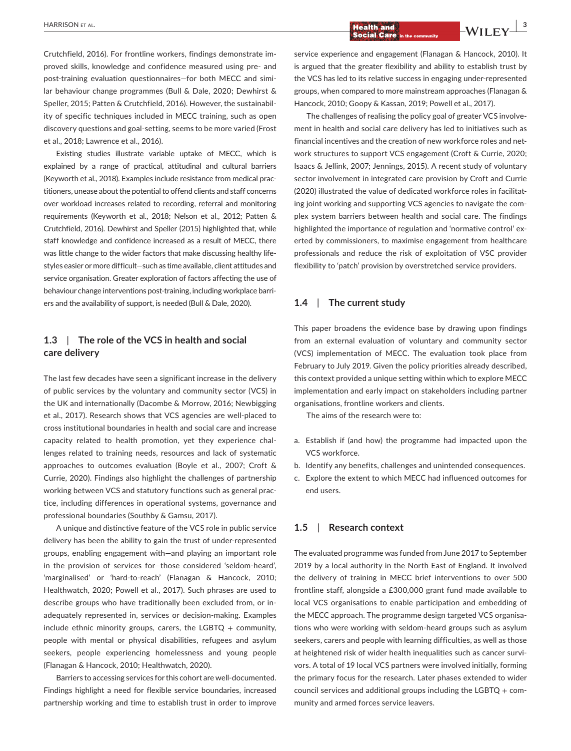Crutchfield, 2016). For frontline workers, findings demonstrate improved skills, knowledge and confidence measured using pre- and post-training evaluation questionnaires—for both MECC and similar behaviour change programmes (Bull & Dale, 2020; Dewhirst & Speller, 2015; Patten & Crutchfield, 2016). However, the sustainability of specific techniques included in MECC training, such as open discovery questions and goal-setting, seems to be more varied (Frost et al., 2018; Lawrence et al., 2016).

Existing studies illustrate variable uptake of MECC, which is explained by a range of practical, attitudinal and cultural barriers (Keyworth et al., 2018). Examples include resistance from medical practitioners, unease about the potential to offend clients and staff concerns over workload increases related to recording, referral and monitoring requirements (Keyworth et al., 2018; Nelson et al., 2012; Patten & Crutchfield, 2016). Dewhirst and Speller (2015) highlighted that, while staff knowledge and confidence increased as a result of MECC, there was little change to the wider factors that make discussing healthy lifestyles easier or more difficult—such as time available, client attitudes and service organisation. Greater exploration of factors affecting the use of behaviour change interventions post-training, including workplace barriers and the availability of support, is needed (Bull & Dale, 2020).

### 1.3 | The role of the VCS in health and social care delivery

The last few decades have seen a significant increase in the delivery of public services by the voluntary and community sector (VCS) in the UK and internationally (Dacombe & Morrow, 2016; Newbigging et al., 2017). Research shows that VCS agencies are well-placed to cross institutional boundaries in health and social care and increase capacity related to health promotion, yet they experience challenges related to training needs, resources and lack of systematic approaches to outcomes evaluation (Boyle et al., 2007; Croft & Currie, 2020). Findings also highlight the challenges of partnership working between VCS and statutory functions such as general practice, including differences in operational systems, governance and professional boundaries (Southby & Gamsu, 2017).

A unique and distinctive feature of the VCS role in public service delivery has been the ability to gain the trust of under-represented groups, enabling engagement with—and playing an important role in the provision of services for—those considered 'seldom-heard', 'marginalised' or 'hard-to-reach' (Flanagan & Hancock, 2010; Healthwatch, 2020; Powell et al., 2017). Such phrases are used to describe groups who have traditionally been excluded from, or inadequately represented in, services or decision-making. Examples include ethnic minority groups, carers, the LGBTQ + community, people with mental or physical disabilities, refugees and asylum seekers, people experiencing homelessness and young people (Flanagan & Hancock, 2010; Healthwatch, 2020).

Barriers to accessing services for this cohort are well-documented. Findings highlight a need for flexible service boundaries, increased partnership working and time to establish trust in order to improve service experience and engagement (Flanagan & Hancock, 2010). It is argued that the greater flexibility and ability to establish trust by the VCS has led to its relative success in engaging under-represented groups, when compared to more mainstream approaches (Flanagan & Hancock, 2010; Goopy & Kassan, 2019; Powell et al., 2017).

The challenges of realising the policy goal of greater VCS involvement in health and social care delivery has led to initiatives such as financial incentives and the creation of new workforce roles and network structures to support VCS engagement (Croft & Currie, 2020; Isaacs & Jellink, 2007; Jennings, 2015). A recent study of voluntary sector involvement in integrated care provision by Croft and Currie (2020) illustrated the value of dedicated workforce roles in facilitating joint working and supporting VCS agencies to navigate the complex system barriers between health and social care. The findings highlighted the importance of regulation and 'normative control' exerted by commissioners, to maximise engagement from healthcare professionals and reduce the risk of exploitation of VSC provider flexibility to 'patch' provision by overstretched service providers.

### 1.4 | The current study

This paper broadens the evidence base by drawing upon findings from an external evaluation of voluntary and community sector (VCS) implementation of MECC. The evaluation took place from February to July 2019. Given the policy priorities already described, this context provided a unique setting within which to explore MECC implementation and early impact on stakeholders including partner organisations, frontline workers and clients.

The aims of the research were to:

a. Establish if (and how) the programme had impacted upon the VCS workforce.
b. Identify any benefits, challenges and unintended consequences.
c. Explore the extent to which MECC had influenced outcomes for end users.

### 1.5 | Research context

The evaluated programme was funded from June 2017 to September 2019 by a local authority in the North East of England. It involved the delivery of training in MECC brief interventions to over 500 frontline staff, alongside a £300,000 grant fund made available to local VCS organisations to enable participation and embedding of the MECC approach. The programme design targeted VCS organisations who were working with seldom-heard groups such as asylum seekers, carers and people with learning difficulties, as well as those at heightened risk of wider health inequalities such as cancer survivors. A total of 19 local VCS partners were involved initially, forming the primary focus for the research. Later phases extended to wider council services and additional groups including the LGBTQ + community and armed forces service leavers.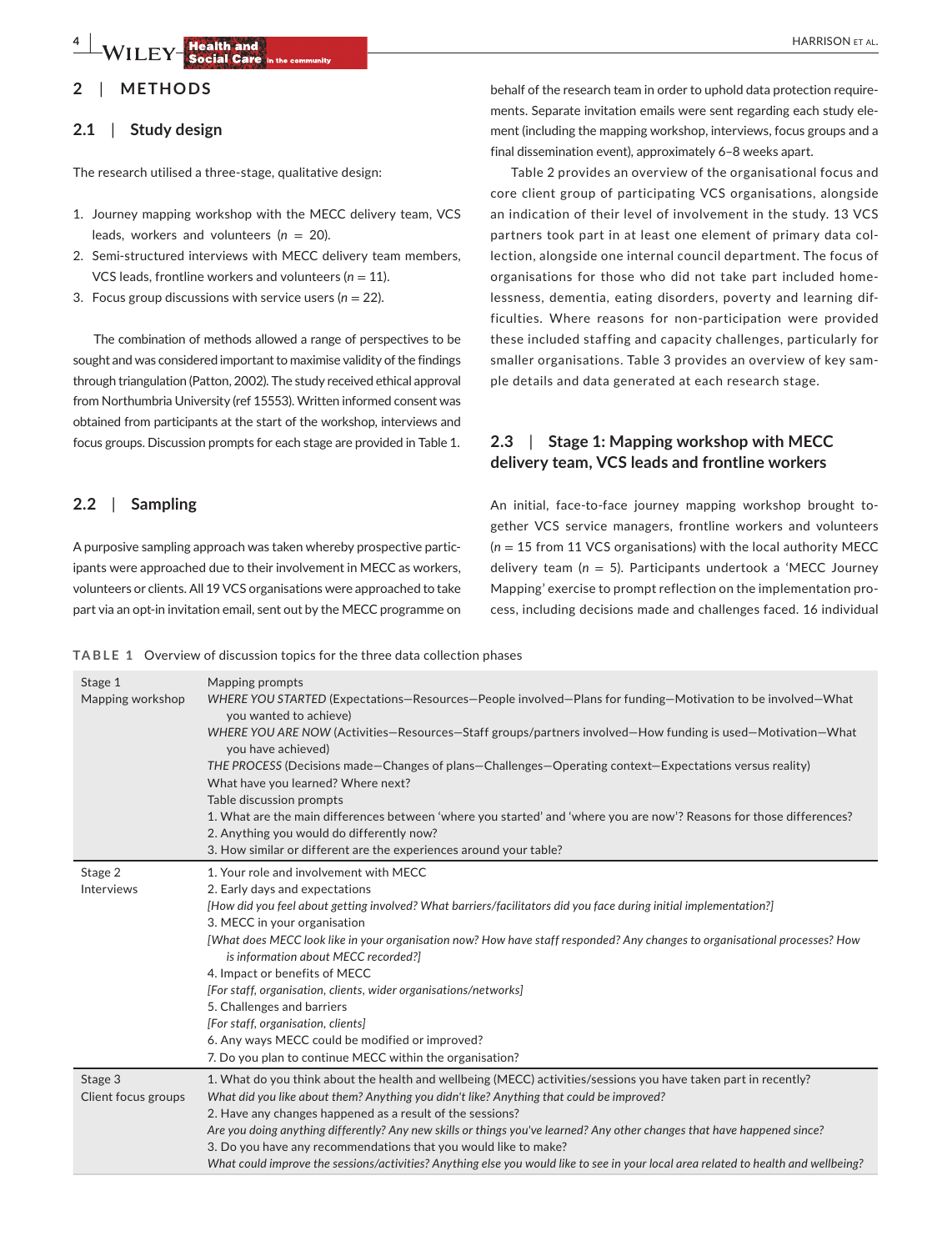## 2 | METHODS

### 2.1 | Study design

The research utilised a three-stage, qualitative design:

1. Journey mapping workshop with the MECC delivery team, VCS leads, workers and volunteers ($n$ = 20).
2. Semi-structured interviews with MECC delivery team members, VCS leads, frontline workers and volunteers ($n$ = 11).
3. Focus group discussions with service users ($n$ = 22).

The combination of methods allowed a range of perspectives to be sought and was considered important to maximise validity of the findings through triangulation (Patton, 2002). The study received ethical approval from Northumbria University (ref 15553). Written informed consent was obtained from participants at the start of the workshop, interviews and focus groups. Discussion prompts for each stage are provided in Table 1.

### 2.2 | Sampling

A purposive sampling approach was taken whereby prospective participants were approached due to their involvement in MECC as workers, volunteers or clients. All 19 VCS organisations were approached to take part via an opt-in invitation email, sent out by the MECC programme on behalf of the research team in order to uphold data protection requirements. Separate invitation emails were sent regarding each study element (including the mapping workshop, interviews, focus groups and a final dissemination event), approximately 6–8 weeks apart.

Table 2 provides an overview of the organisational focus and core client group of participating VCS organisations, alongside an indication of their level of involvement in the study. 13 VCS partners took part in at least one element of primary data collection, alongside one internal council department. The focus of organisations for those who did not take part included homelessness, dementia, eating disorders, poverty and learning difficulties. Where reasons for non-participation were provided these included staffing and capacity challenges, particularly for smaller organisations. Table 3 provides an overview of key sample details and data generated at each research stage.

### 2.3 | Stage 1: Mapping workshop with MECC delivery team, VCS leads and frontline workers

An initial, face-to-face journey mapping workshop brought together VCS service managers, frontline workers and volunteers ($n$ = 15 from 11 VCS organisations) with the local authority MECC delivery team ($n$ = 5). Participants undertook a 'MECC Journey Mapping' exercise to prompt reflection on the implementation process, including decisions made and challenges faced. 16 individual

**TABLE 1** Overview of discussion topics for the three data collection phases

| Stage | Discussion topics |
|---|---|
| Stage 1<br>Mapping workshop | Mapping prompts<br>*WHERE YOU STARTED* (Expectations—Resources—People involved—Plans for funding—Motivation to be involved—What you wanted to achieve)<br>*WHERE YOU ARE NOW* (Activities—Resources—Staff groups/partners involved—How funding is used—Motivation—What you have achieved)<br>*THE PROCESS* (Decisions made—Changes of plans—Challenges—Operating context—Expectations versus reality)<br>What have you learned? Where next?<br>Table discussion prompts<br>1. What are the main differences between 'where you started' and 'where you are now'? Reasons for those differences?<br>2. Anything you would do differently now?<br>3. How similar or different are the experiences around your table? |
| Stage 2<br>Interviews | 1. Your role and involvement with MECC<br>2. Early days and expectations<br>*[How did you feel about getting involved? What barriers/facilitators did you face during initial implementation?]*<br>3. MECC in your organisation<br>*[What does MECC look like in your organisation now? How have staff responded? Any changes to organisational processes? How is information about MECC recorded?]*<br>4. Impact or benefits of MECC<br>*[For staff, organisation, clients, wider organisations/networks]*<br>5. Challenges and barriers<br>*[For staff, organisation, clients]*<br>6. Any ways MECC could be modified or improved?<br>7. Do you plan to continue MECC within the organisation? |
| Stage 3<br>Client focus groups | 1. What do you think about the health and wellbeing (MECC) activities/sessions you have taken part in recently?<br>*What did you like about them? Anything you didn't like? Anything that could be improved?*<br>2. Have any changes happened as a result of the sessions?<br>*Are you doing anything differently? Any new skills or things you've learned? Any other changes that have happened since?*<br>3. Do you have any recommendations that you would like to make?<br>*What could improve the sessions/activities? Anything else you would like to see in your local area related to health and wellbeing?* |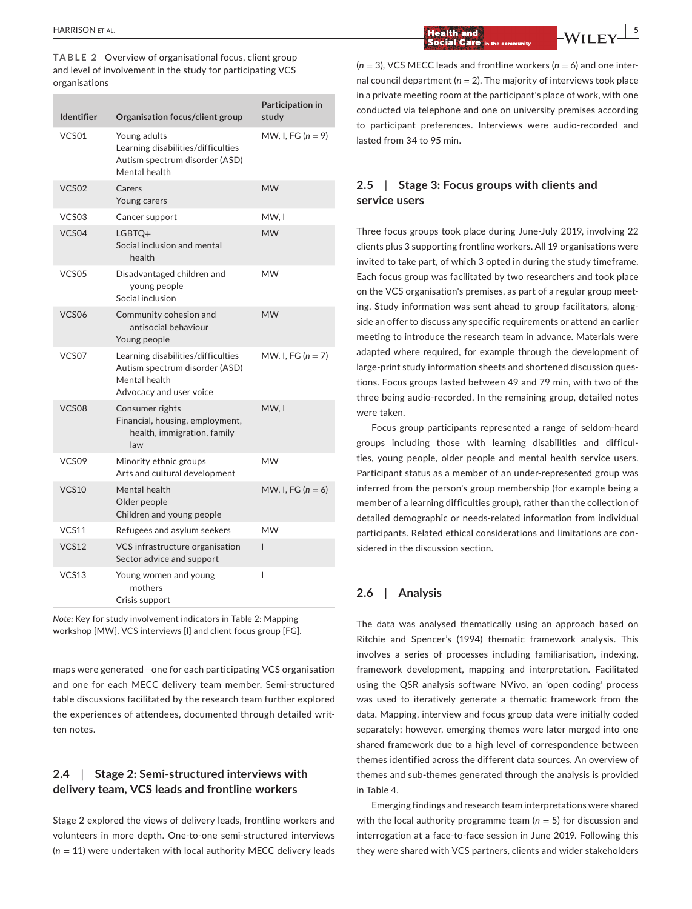**TABLE 2** Overview of organisational focus, client group and level of involvement in the study for participating VCS organisations

| Identifier | Organisation focus/client group | Participation in study |
|---|---|---|
| VCS01 | Young adults<br>Learning disabilities/difficulties<br>Autism spectrum disorder (ASD)<br>Mental health | MW, I, FG ($n = 9$) |
| VCS02 | Carers<br>Young carers | MW |
| VCS03 | Cancer support | MW, I |
| VCS04 | LGBTQ+<br>Social inclusion and mental health | MW |
| VCS05 | Disadvantaged children and young people<br>Social inclusion | MW |
| VCS06 | Community cohesion and antisocial behaviour<br>Young people | MW |
| VCS07 | Learning disabilities/difficulties<br>Autism spectrum disorder (ASD)<br>Mental health<br>Advocacy and user voice | MW, I, FG ($n = 7$) |
| VCS08 | Consumer rights<br>Financial, housing, employment, health, immigration, family law | MW, I |
| VCS09 | Minority ethnic groups<br>Arts and cultural development | MW |
| VCS10 | Mental health<br>Older people<br>Children and young people | MW, I, FG ($n = 6$) |
| VCS11 | Refugees and asylum seekers | MW |
| VCS12 | VCS infrastructure organisation<br>Sector advice and support | I |
| VCS13 | Young women and young mothers<br>Crisis support | I |

*Note:* Key for study involvement indicators in Table 2: Mapping workshop [MW], VCS interviews [I] and client focus group [FG].

maps were generated—one for each participating VCS organisation and one for each MECC delivery team member. Semi-structured table discussions facilitated by the research team further explored the experiences of attendees, documented through detailed written notes.

## 2.4 | Stage 2: Semi-structured interviews with delivery team, VCS leads and frontline workers

Stage 2 explored the views of delivery leads, frontline workers and volunteers in more depth. One-to-one semi-structured interviews ($n = 11$) were undertaken with local authority MECC delivery leads ($n = 3$), VCS MECC leads and frontline workers ($n = 6$) and one internal council department ($n = 2$). The majority of interviews took place in a private meeting room at the participant's place of work, with one conducted via telephone and one on university premises according to participant preferences. Interviews were audio-recorded and lasted from 34 to 95 min.

## 2.5 | Stage 3: Focus groups with clients and service users

Three focus groups took place during June-July 2019, involving 22 clients plus 3 supporting frontline workers. All 19 organisations were invited to take part, of which 3 opted in during the study timeframe. Each focus group was facilitated by two researchers and took place on the VCS organisation's premises, as part of a regular group meeting. Study information was sent ahead to group facilitators, alongside an offer to discuss any specific requirements or attend an earlier meeting to introduce the research team in advance. Materials were adapted where required, for example through the development of large-print study information sheets and shortened discussion questions. Focus groups lasted between 49 and 79 min, with two of the three being audio-recorded. In the remaining group, detailed notes were taken.

Focus group participants represented a range of seldom-heard groups including those with learning disabilities and difficulties, young people, older people and mental health service users. Participant status as a member of an under-represented group was inferred from the person's group membership (for example being a member of a learning difficulties group), rather than the collection of detailed demographic or needs-related information from individual participants. Related ethical considerations and limitations are considered in the discussion section.

## 2.6 | Analysis

The data was analysed thematically using an approach based on Ritchie and Spencer's (1994) thematic framework analysis. This involves a series of processes including familiarisation, indexing, framework development, mapping and interpretation. Facilitated using the QSR analysis software NVivo, an 'open coding' process was used to iteratively generate a thematic framework from the data. Mapping, interview and focus group data were initially coded separately; however, emerging themes were later merged into one shared framework due to a high level of correspondence between themes identified across the different data sources. An overview of themes and sub-themes generated through the analysis is provided in Table 4.

Emerging findings and research team interpretations were shared with the local authority programme team ($n = 5$) for discussion and interrogation at a face-to-face session in June 2019. Following this they were shared with VCS partners, clients and wider stakeholders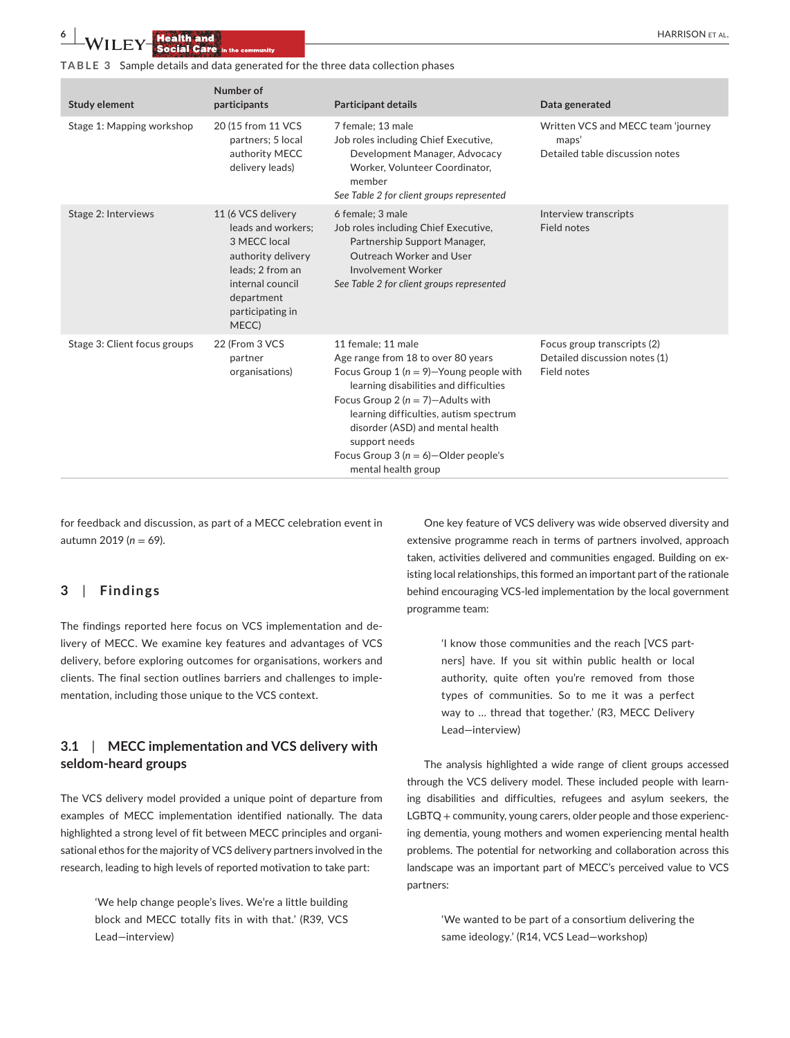**TABLE 3** Sample details and data generated for the three data collection phases

| Study element | Number of participants | Participant details | Data generated |
|---|---|---|---|
| Stage 1: Mapping workshop | 20 (15 from 11 VCS partners; 5 local authority MECC delivery leads) | 7 female; 13 male<br>Job roles including Chief Executive, Development Manager, Advocacy Worker, Volunteer Coordinator, member<br>*See Table 2 for client groups represented* | Written VCS and MECC team 'journey maps'<br>Detailed table discussion notes |
| Stage 2: Interviews | 11 (6 VCS delivery leads and workers; 3 MECC local authority delivery leads; 2 from an internal council department participating in MECC) | 6 female; 3 male<br>Job roles including Chief Executive, Partnership Support Manager, Outreach Worker and User Involvement Worker<br>*See Table 2 for client groups represented* | Interview transcripts<br>Field notes |
| Stage 3: Client focus groups | 22 (From 3 VCS partner organisations) | 11 female; 11 male<br>Age range from 18 to over 80 years<br>Focus Group 1 ($n = 9$)—Young people with learning disabilities and difficulties<br>Focus Group 2 ($n = 7$)—Adults with learning difficulties, autism spectrum disorder (ASD) and mental health support needs<br>Focus Group 3 ($n = 6$)—Older people's mental health group | Focus group transcripts (2)<br>Detailed discussion notes (1)<br>Field notes |

for feedback and discussion, as part of a MECC celebration event in autumn 2019 ($n = 69$).

## 3 | Findings

The findings reported here focus on VCS implementation and delivery of MECC. We examine key features and advantages of VCS delivery, before exploring outcomes for organisations, workers and clients. The final section outlines barriers and challenges to implementation, including those unique to the VCS context.

### 3.1 | MECC implementation and VCS delivery with seldom-heard groups

The VCS delivery model provided a unique point of departure from examples of MECC implementation identified nationally. The data highlighted a strong level of fit between MECC principles and organisational ethos for the majority of VCS delivery partners involved in the research, leading to high levels of reported motivation to take part:

> 'We help change people's lives. We're a little building block and MECC totally fits in with that.' (R39, VCS Lead—interview)

One key feature of VCS delivery was wide observed diversity and extensive programme reach in terms of partners involved, approach taken, activities delivered and communities engaged. Building on existing local relationships, this formed an important part of the rationale behind encouraging VCS-led implementation by the local government programme team:

> 'I know those communities and the reach [VCS partners] have. If you sit within public health or local authority, quite often you're removed from those types of communities. So to me it was a perfect way to … thread that together.' (R3, MECC Delivery Lead—interview)

The analysis highlighted a wide range of client groups accessed through the VCS delivery model. These included people with learning disabilities and difficulties, refugees and asylum seekers, the LGBTQ + community, young carers, older people and those experiencing dementia, young mothers and women experiencing mental health problems. The potential for networking and collaboration across this landscape was an important part of MECC's perceived value to VCS partners:

> 'We wanted to be part of a consortium delivering the same ideology.' (R14, VCS Lead—workshop)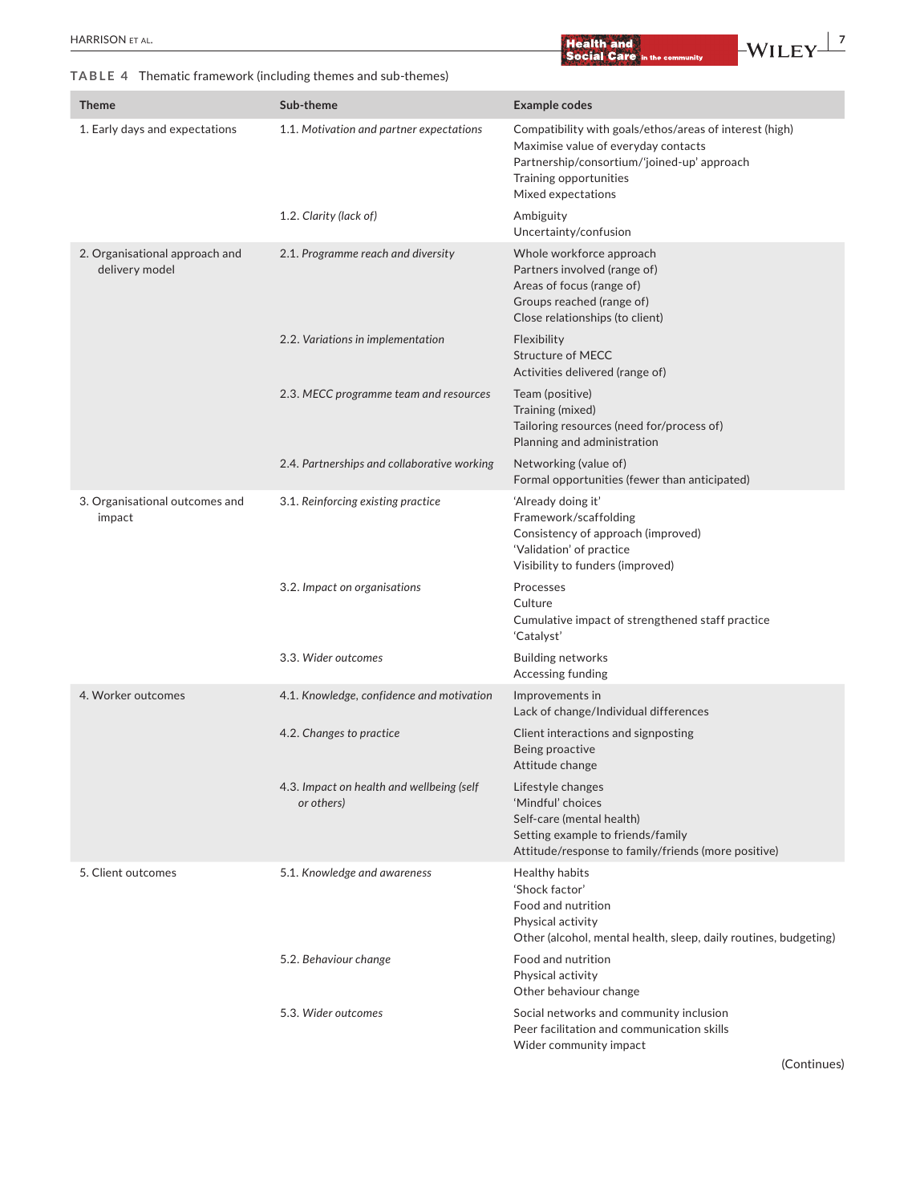**TABLE 4** Thematic framework (including themes and sub-themes)

| Theme | Sub-theme | Example codes |
|---|---|---|
| 1. Early days and expectations | 1.1. *Motivation and partner expectations* | Compatibility with goals/ethos/areas of interest (high)<br>Maximise value of everyday contacts<br>Partnership/consortium/'joined-up' approach<br>Training opportunities<br>Mixed expectations |
| | 1.2. *Clarity (lack of)* | Ambiguity<br>Uncertainty/confusion |
| 2. Organisational approach and delivery model | 2.1. *Programme reach and diversity* | Whole workforce approach<br>Partners involved (range of)<br>Areas of focus (range of)<br>Groups reached (range of)<br>Close relationships (to client) |
| | 2.2. *Variations in implementation* | Flexibility<br>Structure of MECC<br>Activities delivered (range of) |
| | 2.3. *MECC programme team and resources* | Team (positive)<br>Training (mixed)<br>Tailoring resources (need for/process of)<br>Planning and administration |
| | 2.4. *Partnerships and collaborative working* | Networking (value of)<br>Formal opportunities (fewer than anticipated) |
| 3. Organisational outcomes and impact | 3.1. *Reinforcing existing practice* | 'Already doing it'<br>Framework/scaffolding<br>Consistency of approach (improved)<br>'Validation' of practice<br>Visibility to funders (improved) |
| | 3.2. *Impact on organisations* | Processes<br>Culture<br>Cumulative impact of strengthened staff practice<br>'Catalyst' |
| | 3.3. *Wider outcomes* | Building networks<br>Accessing funding |
| 4. Worker outcomes | 4.1. *Knowledge, confidence and motivation* | Improvements in<br>Lack of change/Individual differences |
| | 4.2. *Changes to practice* | Client interactions and signposting<br>Being proactive<br>Attitude change |
| | 4.3. *Impact on health and wellbeing (self or others)* | Lifestyle changes<br>'Mindful' choices<br>Self-care (mental health)<br>Setting example to friends/family<br>Attitude/response to family/friends (more positive) |
| 5. Client outcomes | 5.1. *Knowledge and awareness* | Healthy habits<br>'Shock factor'<br>Food and nutrition<br>Physical activity<br>Other (alcohol, mental health, sleep, daily routines, budgeting) |
| | 5.2. *Behaviour change* | Food and nutrition<br>Physical activity<br>Other behaviour change |
| | 5.3. *Wider outcomes* | Social networks and community inclusion<br>Peer facilitation and communication skills<br>Wider community impact |

(Continues)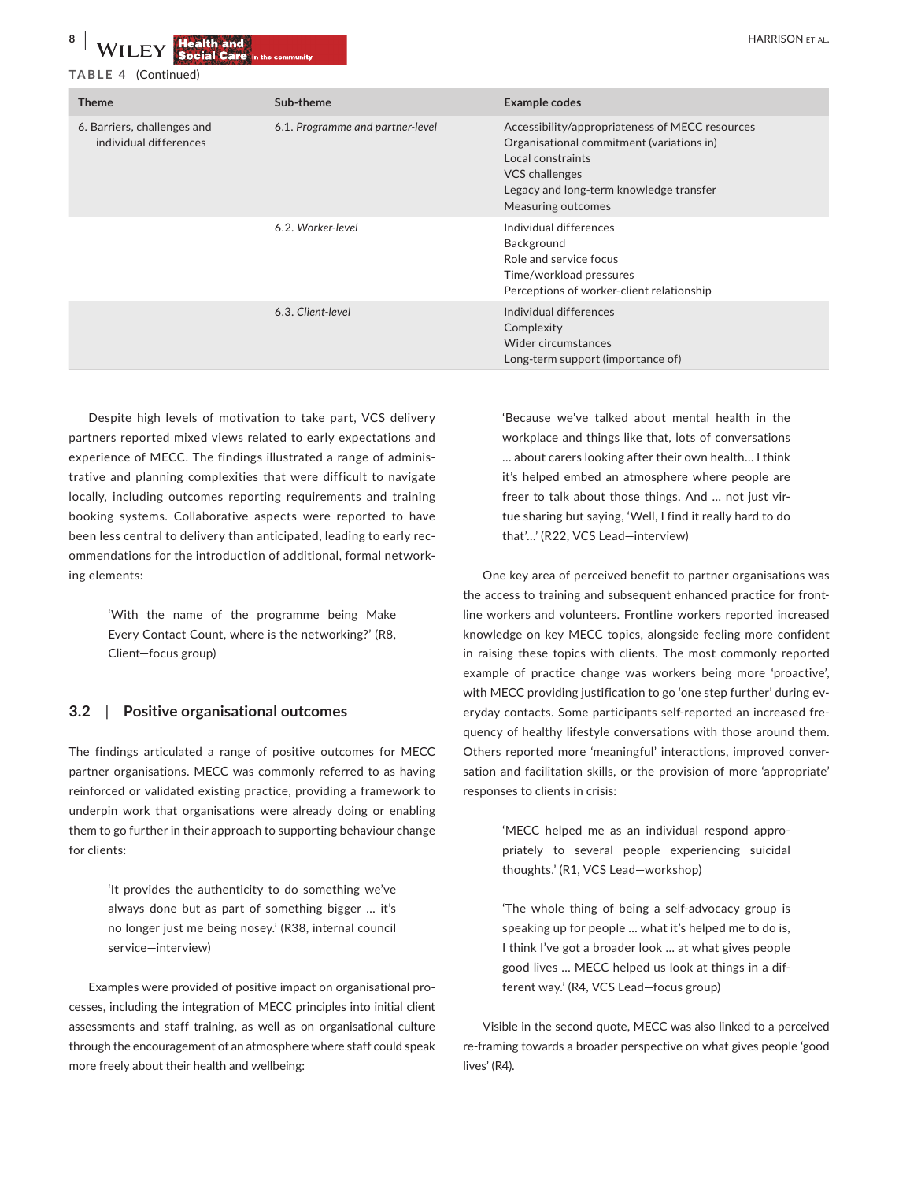**TABLE 4** (Continued)

| Theme | Sub-theme | Example codes |
|---|---|---|
| 6. Barriers, challenges and individual differences | 6.1. *Programme and partner-level* | Accessibility/appropriateness of MECC resources<br>Organisational commitment (variations in)<br>Local constraints<br>VCS challenges<br>Legacy and long-term knowledge transfer<br>Measuring outcomes |
| | 6.2. *Worker-level* | Individual differences<br>Background<br>Role and service focus<br>Time/workload pressures<br>Perceptions of worker-client relationship |
| | 6.3. *Client-level* | Individual differences<br>Complexity<br>Wider circumstances<br>Long-term support (importance of) |

Despite high levels of motivation to take part, VCS delivery partners reported mixed views related to early expectations and experience of MECC. The findings illustrated a range of administrative and planning complexities that were difficult to navigate locally, including outcomes reporting requirements and training booking systems. Collaborative aspects were reported to have been less central to delivery than anticipated, leading to early recommendations for the introduction of additional, formal networking elements:

> 'With the name of the programme being Make Every Contact Count, where is the networking?' (R8, Client—focus group)

### 3.2 | Positive organisational outcomes

The findings articulated a range of positive outcomes for MECC partner organisations. MECC was commonly referred to as having reinforced or validated existing practice, providing a framework to underpin work that organisations were already doing or enabling them to go further in their approach to supporting behaviour change for clients:

> 'It provides the authenticity to do something we've always done but as part of something bigger … it's no longer just me being nosey.' (R38, internal council service—interview)

Examples were provided of positive impact on organisational processes, including the integration of MECC principles into initial client assessments and staff training, as well as on organisational culture through the encouragement of an atmosphere where staff could speak more freely about their health and wellbeing:

> 'Because we've talked about mental health in the workplace and things like that, lots of conversations … about carers looking after their own health… I think it's helped embed an atmosphere where people are freer to talk about those things. And … not just virtue sharing but saying, 'Well, I find it really hard to do that'…' (R22, VCS Lead—interview)

One key area of perceived benefit to partner organisations was the access to training and subsequent enhanced practice for frontline workers and volunteers. Frontline workers reported increased knowledge on key MECC topics, alongside feeling more confident in raising these topics with clients. The most commonly reported example of practice change was workers being more 'proactive', with MECC providing justification to go 'one step further' during everyday contacts. Some participants self-reported an increased frequency of healthy lifestyle conversations with those around them. Others reported more 'meaningful' interactions, improved conversation and facilitation skills, or the provision of more 'appropriate' responses to clients in crisis:

> 'MECC helped me as an individual respond appropriately to several people experiencing suicidal thoughts.' (R1, VCS Lead—workshop)

> 'The whole thing of being a self-advocacy group is speaking up for people … what it's helped me to do is, I think I've got a broader look … at what gives people good lives … MECC helped us look at things in a different way.' (R4, VCS Lead—focus group)

Visible in the second quote, MECC was also linked to a perceived re-framing towards a broader perspective on what gives people 'good lives' (R4).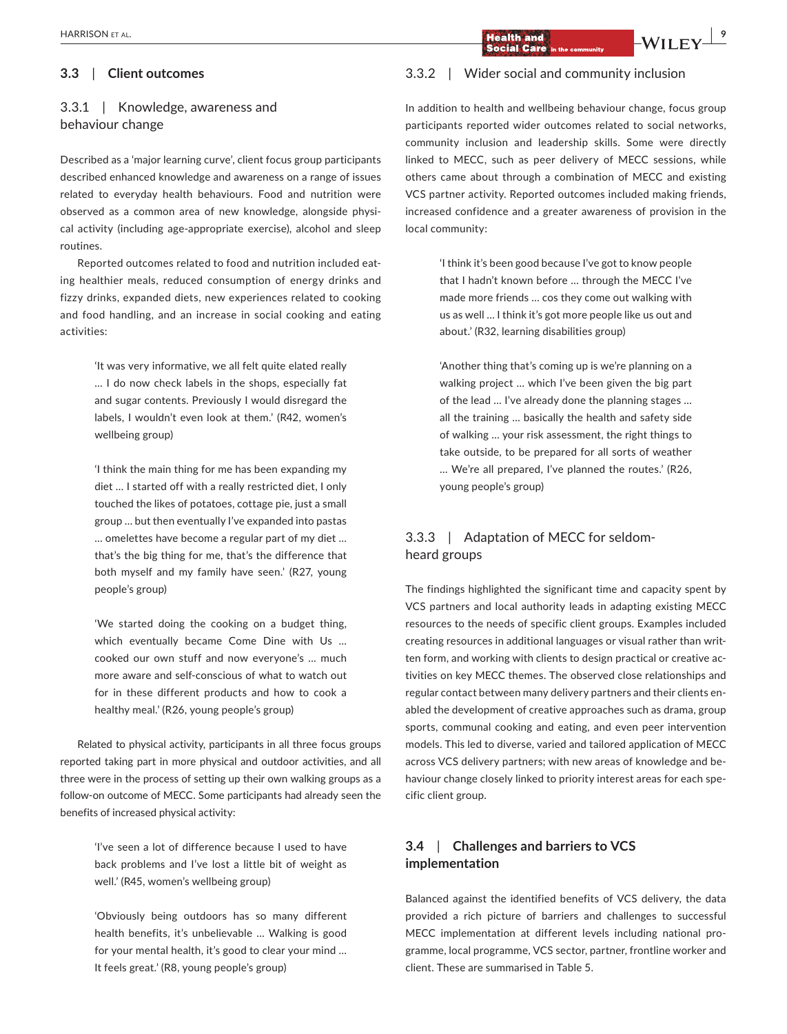### 3.3 | Client outcomes

#### 3.3.1 | Knowledge, awareness and behaviour change

Described as a 'major learning curve', client focus group participants described enhanced knowledge and awareness on a range of issues related to everyday health behaviours. Food and nutrition were observed as a common area of new knowledge, alongside physical activity (including age-appropriate exercise), alcohol and sleep routines.

Reported outcomes related to food and nutrition included eating healthier meals, reduced consumption of energy drinks and fizzy drinks, expanded diets, new experiences related to cooking and food handling, and an increase in social cooking and eating activities:

> 'It was very informative, we all felt quite elated really … I do now check labels in the shops, especially fat and sugar contents. Previously I would disregard the labels, I wouldn't even look at them.' (R42, women's wellbeing group)

> 'I think the main thing for me has been expanding my diet … I started off with a really restricted diet, I only touched the likes of potatoes, cottage pie, just a small group … but then eventually I've expanded into pastas … omelettes have become a regular part of my diet … that's the big thing for me, that's the difference that both myself and my family have seen.' (R27, young people's group)

> 'We started doing the cooking on a budget thing, which eventually became Come Dine with Us … cooked our own stuff and now everyone's … much more aware and self-conscious of what to watch out for in these different products and how to cook a healthy meal.' (R26, young people's group)

Related to physical activity, participants in all three focus groups reported taking part in more physical and outdoor activities, and all three were in the process of setting up their own walking groups as a follow-on outcome of MECC. Some participants had already seen the benefits of increased physical activity:

> 'I've seen a lot of difference because I used to have back problems and I've lost a little bit of weight as well.' (R45, women's wellbeing group)

> 'Obviously being outdoors has so many different health benefits, it's unbelievable … Walking is good for your mental health, it's good to clear your mind … It feels great.' (R8, young people's group)

#### 3.3.2 | Wider social and community inclusion

In addition to health and wellbeing behaviour change, focus group participants reported wider outcomes related to social networks, community inclusion and leadership skills. Some were directly linked to MECC, such as peer delivery of MECC sessions, while others came about through a combination of MECC and existing VCS partner activity. Reported outcomes included making friends, increased confidence and a greater awareness of provision in the local community:

> 'I think it's been good because I've got to know people that I hadn't known before … through the MECC I've made more friends … cos they come out walking with us as well … I think it's got more people like us out and about.' (R32, learning disabilities group)

> 'Another thing that's coming up is we're planning on a walking project … which I've been given the big part of the lead … I've already done the planning stages … all the training … basically the health and safety side of walking … your risk assessment, the right things to take outside, to be prepared for all sorts of weather … We're all prepared, I've planned the routes.' (R26, young people's group)

#### 3.3.3 | Adaptation of MECC for seldom-heard groups

The findings highlighted the significant time and capacity spent by VCS partners and local authority leads in adapting existing MECC resources to the needs of specific client groups. Examples included creating resources in additional languages or visual rather than written form, and working with clients to design practical or creative activities on key MECC themes. The observed close relationships and regular contact between many delivery partners and their clients enabled the development of creative approaches such as drama, group sports, communal cooking and eating, and even peer intervention models. This led to diverse, varied and tailored application of MECC across VCS delivery partners; with new areas of knowledge and behaviour change closely linked to priority interest areas for each specific client group.

### 3.4 | Challenges and barriers to VCS implementation

Balanced against the identified benefits of VCS delivery, the data provided a rich picture of barriers and challenges to successful MECC implementation at different levels including national programme, local programme, VCS sector, partner, frontline worker and client. These are summarised in Table 5.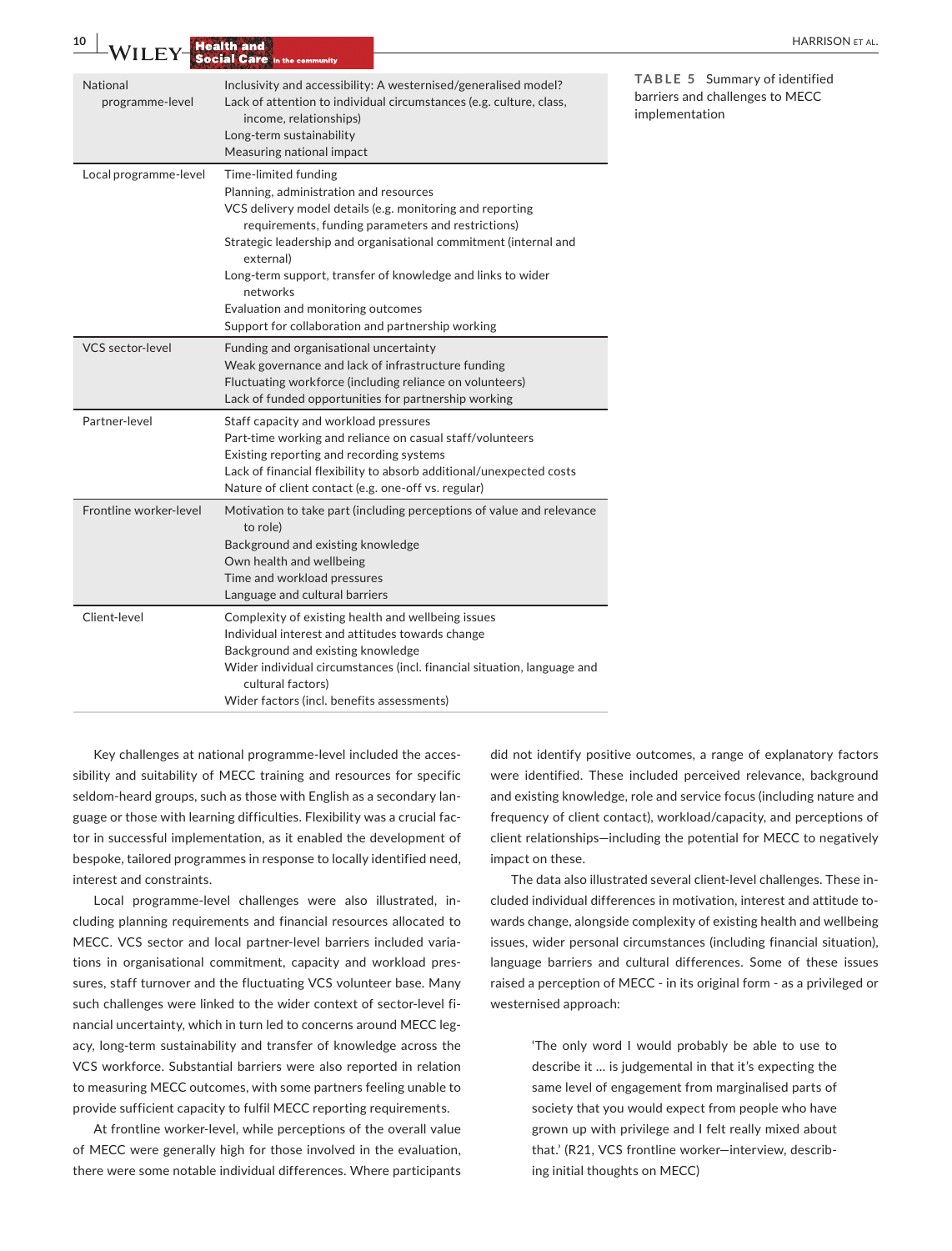**TABLE 5** Summary of identified barriers and challenges to MECC implementation

| Level | Barriers and challenges |
|---|---|
| National programme-level | Inclusivity and accessibility: A westernised/generalised model?<br>Lack of attention to individual circumstances (e.g. culture, class, income, relationships)<br>Long-term sustainability<br>Measuring national impact |
| Local programme-level | Time-limited funding<br>Planning, administration and resources<br>VCS delivery model details (e.g. monitoring and reporting requirements, funding parameters and restrictions)<br>Strategic leadership and organisational commitment (internal and external)<br>Long-term support, transfer of knowledge and links to wider networks<br>Evaluation and monitoring outcomes<br>Support for collaboration and partnership working |
| VCS sector-level | Funding and organisational uncertainty<br>Weak governance and lack of infrastructure funding<br>Fluctuating workforce (including reliance on volunteers)<br>Lack of funded opportunities for partnership working |
| Partner-level | Staff capacity and workload pressures<br>Part-time working and reliance on casual staff/volunteers<br>Existing reporting and recording systems<br>Lack of financial flexibility to absorb additional/unexpected costs<br>Nature of client contact (e.g. one-off vs. regular) |
| Frontline worker-level | Motivation to take part (including perceptions of value and relevance to role)<br>Background and existing knowledge<br>Own health and wellbeing<br>Time and workload pressures<br>Language and cultural barriers |
| Client-level | Complexity of existing health and wellbeing issues<br>Individual interest and attitudes towards change<br>Background and existing knowledge<br>Wider individual circumstances (incl. financial situation, language and cultural factors)<br>Wider factors (incl. benefits assessments) |

Key challenges at national programme-level included the accessibility and suitability of MECC training and resources for specific seldom-heard groups, such as those with English as a secondary language or those with learning difficulties. Flexibility was a crucial factor in successful implementation, as it enabled the development of bespoke, tailored programmes in response to locally identified need, interest and constraints.

Local programme-level challenges were also illustrated, including planning requirements and financial resources allocated to MECC. VCS sector and local partner-level barriers included variations in organisational commitment, capacity and workload pressures, staff turnover and the fluctuating VCS volunteer base. Many such challenges were linked to the wider context of sector-level financial uncertainty, which in turn led to concerns around MECC legacy, long-term sustainability and transfer of knowledge across the VCS workforce. Substantial barriers were also reported in relation to measuring MECC outcomes, with some partners feeling unable to provide sufficient capacity to fulfil MECC reporting requirements.

At frontline worker-level, while perceptions of the overall value of MECC were generally high for those involved in the evaluation, there were some notable individual differences. Where participants did not identify positive outcomes, a range of explanatory factors were identified. These included perceived relevance, background and existing knowledge, role and service focus (including nature and frequency of client contact), workload/capacity, and perceptions of client relationships—including the potential for MECC to negatively impact on these.

The data also illustrated several client-level challenges. These included individual differences in motivation, interest and attitude towards change, alongside complexity of existing health and wellbeing issues, wider personal circumstances (including financial situation), language barriers and cultural differences. Some of these issues raised a perception of MECC - in its original form - as a privileged or westernised approach:

> 'The only word I would probably be able to use to describe it … is judgemental in that it's expecting the same level of engagement from marginalised parts of society that you would expect from people who have grown up with privilege and I felt really mixed about that.' (R21, VCS frontline worker—interview, describing initial thoughts on MECC)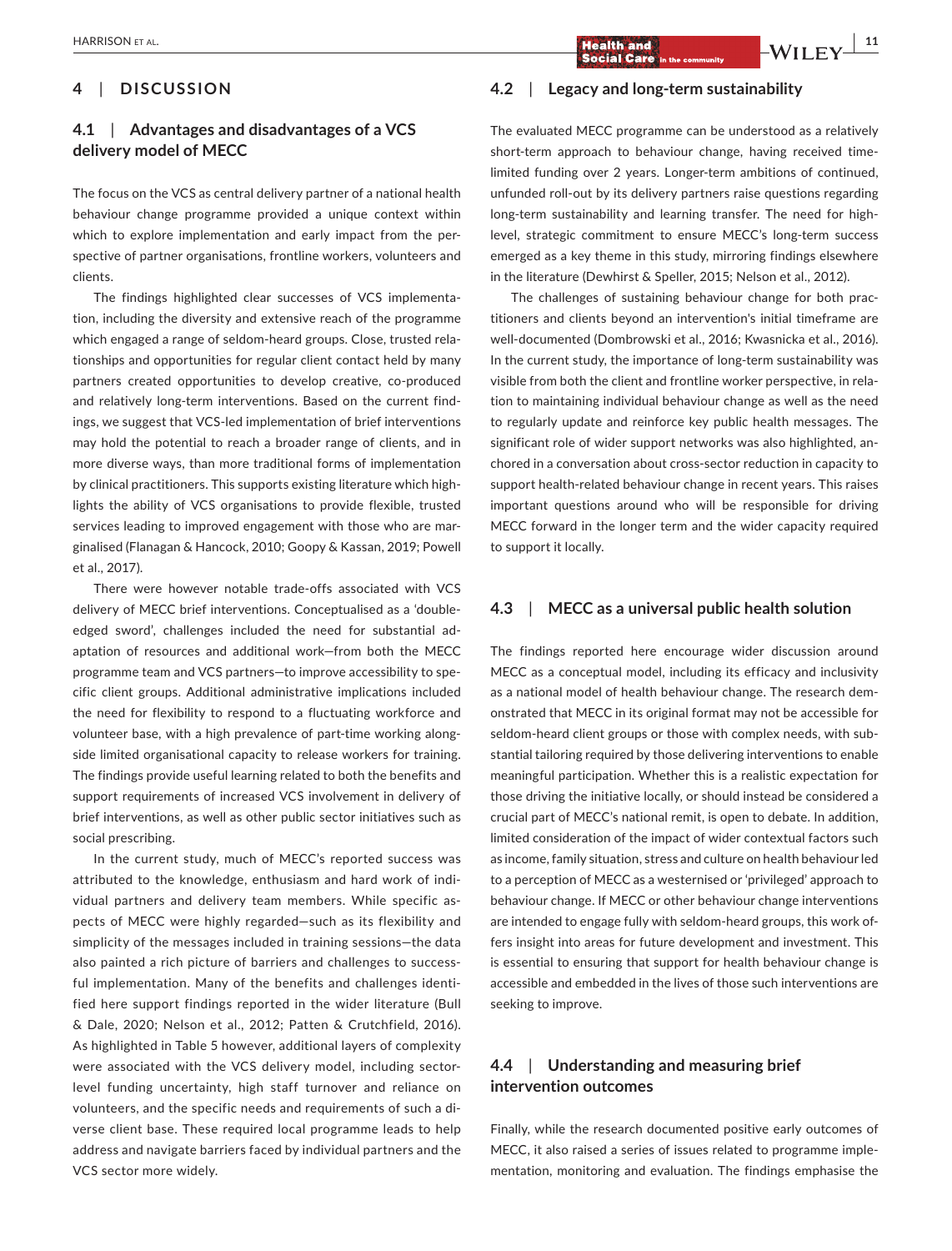## 4 | DISCUSSION

### 4.1 | Advantages and disadvantages of a VCS delivery model of MECC

The focus on the VCS as central delivery partner of a national health behaviour change programme provided a unique context within which to explore implementation and early impact from the perspective of partner organisations, frontline workers, volunteers and clients.

The findings highlighted clear successes of VCS implementation, including the diversity and extensive reach of the programme which engaged a range of seldom-heard groups. Close, trusted relationships and opportunities for regular client contact held by many partners created opportunities to develop creative, co-produced and relatively long-term interventions. Based on the current findings, we suggest that VCS-led implementation of brief interventions may hold the potential to reach a broader range of clients, and in more diverse ways, than more traditional forms of implementation by clinical practitioners. This supports existing literature which highlights the ability of VCS organisations to provide flexible, trusted services leading to improved engagement with those who are marginalised (Flanagan & Hancock, 2010; Goopy & Kassan, 2019; Powell et al., 2017).

There were however notable trade-offs associated with VCS delivery of MECC brief interventions. Conceptualised as a 'double-edged sword', challenges included the need for substantial adaptation of resources and additional work—from both the MECC programme team and VCS partners—to improve accessibility to specific client groups. Additional administrative implications included the need for flexibility to respond to a fluctuating workforce and volunteer base, with a high prevalence of part-time working alongside limited organisational capacity to release workers for training. The findings provide useful learning related to both the benefits and support requirements of increased VCS involvement in delivery of brief interventions, as well as other public sector initiatives such as social prescribing.

In the current study, much of MECC's reported success was attributed to the knowledge, enthusiasm and hard work of individual partners and delivery team members. While specific aspects of MECC were highly regarded—such as its flexibility and simplicity of the messages included in training sessions—the data also painted a rich picture of barriers and challenges to successful implementation. Many of the benefits and challenges identified here support findings reported in the wider literature (Bull & Dale, 2020; Nelson et al., 2012; Patten & Crutchfield, 2016). As highlighted in Table 5 however, additional layers of complexity were associated with the VCS delivery model, including sector-level funding uncertainty, high staff turnover and reliance on volunteers, and the specific needs and requirements of such a diverse client base. These required local programme leads to help address and navigate barriers faced by individual partners and the VCS sector more widely.

### 4.2 | Legacy and long-term sustainability

The evaluated MECC programme can be understood as a relatively short-term approach to behaviour change, having received time-limited funding over 2 years. Longer-term ambitions of continued, unfunded roll-out by its delivery partners raise questions regarding long-term sustainability and learning transfer. The need for high-level, strategic commitment to ensure MECC's long-term success emerged as a key theme in this study, mirroring findings elsewhere in the literature (Dewhirst & Speller, 2015; Nelson et al., 2012).

The challenges of sustaining behaviour change for both practitioners and clients beyond an intervention's initial timeframe are well-documented (Dombrowski et al., 2016; Kwasnicka et al., 2016). In the current study, the importance of long-term sustainability was visible from both the client and frontline worker perspective, in relation to maintaining individual behaviour change as well as the need to regularly update and reinforce key public health messages. The significant role of wider support networks was also highlighted, anchored in a conversation about cross-sector reduction in capacity to support health-related behaviour change in recent years. This raises important questions around who will be responsible for driving MECC forward in the longer term and the wider capacity required to support it locally.

### 4.3 | MECC as a universal public health solution

The findings reported here encourage wider discussion around MECC as a conceptual model, including its efficacy and inclusivity as a national model of health behaviour change. The research demonstrated that MECC in its original format may not be accessible for seldom-heard client groups or those with complex needs, with substantial tailoring required by those delivering interventions to enable meaningful participation. Whether this is a realistic expectation for those driving the initiative locally, or should instead be considered a crucial part of MECC's national remit, is open to debate. In addition, limited consideration of the impact of wider contextual factors such as income, family situation, stress and culture on health behaviour led to a perception of MECC as a westernised or 'privileged' approach to behaviour change. If MECC or other behaviour change interventions are intended to engage fully with seldom-heard groups, this work offers insight into areas for future development and investment. This is essential to ensuring that support for health behaviour change is accessible and embedded in the lives of those such interventions are seeking to improve.

### 4.4 | Understanding and measuring brief intervention outcomes

Finally, while the research documented positive early outcomes of MECC, it also raised a series of issues related to programme implementation, monitoring and evaluation. The findings emphasise the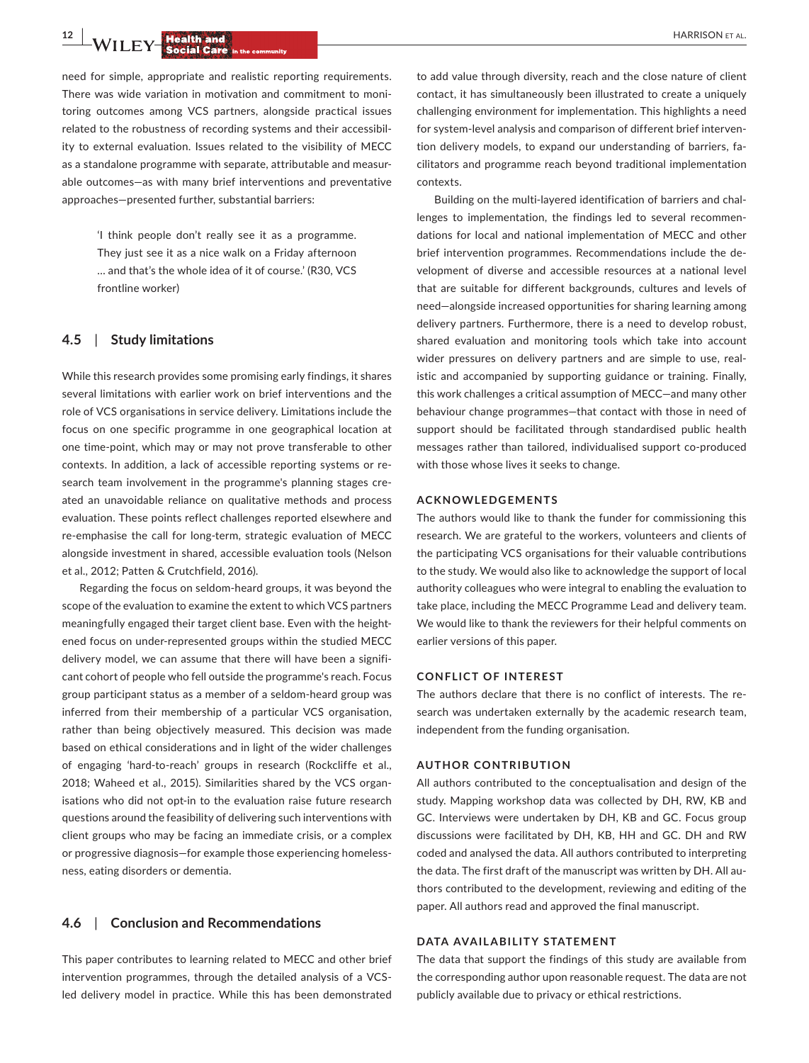need for simple, appropriate and realistic reporting requirements. There was wide variation in motivation and commitment to monitoring outcomes among VCS partners, alongside practical issues related to the robustness of recording systems and their accessibility to external evaluation. Issues related to the visibility of MECC as a standalone programme with separate, attributable and measurable outcomes—as with many brief interventions and preventative approaches—presented further, substantial barriers:

> 'I think people don't really see it as a programme. They just see it as a nice walk on a Friday afternoon … and that's the whole idea of it of course.' (R30, VCS frontline worker)

### 4.5 | Study limitations

While this research provides some promising early findings, it shares several limitations with earlier work on brief interventions and the role of VCS organisations in service delivery. Limitations include the focus on one specific programme in one geographical location at one time-point, which may or may not prove transferable to other contexts. In addition, a lack of accessible reporting systems or research team involvement in the programme's planning stages created an unavoidable reliance on qualitative methods and process evaluation. These points reflect challenges reported elsewhere and re-emphasise the call for long-term, strategic evaluation of MECC alongside investment in shared, accessible evaluation tools (Nelson et al., 2012; Patten & Crutchfield, 2016).

Regarding the focus on seldom-heard groups, it was beyond the scope of the evaluation to examine the extent to which VCS partners meaningfully engaged their target client base. Even with the heightened focus on under-represented groups within the studied MECC delivery model, we can assume that there will have been a significant cohort of people who fell outside the programme's reach. Focus group participant status as a member of a seldom-heard group was inferred from their membership of a particular VCS organisation, rather than being objectively measured. This decision was made based on ethical considerations and in light of the wider challenges of engaging 'hard-to-reach' groups in research (Rockcliffe et al., 2018; Waheed et al., 2015). Similarities shared by the VCS organisations who did not opt-in to the evaluation raise future research questions around the feasibility of delivering such interventions with client groups who may be facing an immediate crisis, or a complex or progressive diagnosis—for example those experiencing homelessness, eating disorders or dementia.

### 4.6 | Conclusion and Recommendations

This paper contributes to learning related to MECC and other brief intervention programmes, through the detailed analysis of a VCS-led delivery model in practice. While this has been demonstrated to add value through diversity, reach and the close nature of client contact, it has simultaneously been illustrated to create a uniquely challenging environment for implementation. This highlights a need for system-level analysis and comparison of different brief intervention delivery models, to expand our understanding of barriers, facilitators and programme reach beyond traditional implementation contexts.

Building on the multi-layered identification of barriers and challenges to implementation, the findings led to several recommendations for local and national implementation of MECC and other brief intervention programmes. Recommendations include the development of diverse and accessible resources at a national level that are suitable for different backgrounds, cultures and levels of need—alongside increased opportunities for sharing learning among delivery partners. Furthermore, there is a need to develop robust, shared evaluation and monitoring tools which take into account wider pressures on delivery partners and are simple to use, realistic and accompanied by supporting guidance or training. Finally, this work challenges a critical assumption of MECC—and many other behaviour change programmes—that contact with those in need of support should be facilitated through standardised public health messages rather than tailored, individualised support co-produced with those whose lives it seeks to change.

## ACKNOWLEDGEMENTS

The authors would like to thank the funder for commissioning this research. We are grateful to the workers, volunteers and clients of the participating VCS organisations for their valuable contributions to the study. We would also like to acknowledge the support of local authority colleagues who were integral to enabling the evaluation to take place, including the MECC Programme Lead and delivery team. We would like to thank the reviewers for their helpful comments on earlier versions of this paper.

## CONFLICT OF INTEREST

The authors declare that there is no conflict of interests. The research was undertaken externally by the academic research team, independent from the funding organisation.

## AUTHOR CONTRIBUTION

All authors contributed to the conceptualisation and design of the study. Mapping workshop data was collected by DH, RW, KB and GC. Focus group discussions were facilitated by DH, KB, HH and GC. DH and RW coded and analysed the data. All authors contributed to interpreting the data. The first draft of the manuscript was written by DH. All authors contributed to the development, reviewing and editing of the paper. All authors read and approved the final manuscript.

## DATA AVAILABILITY STATEMENT

The data that support the findings of this study are available from the corresponding author upon reasonable request. The data are not publicly available due to privacy or ethical restrictions.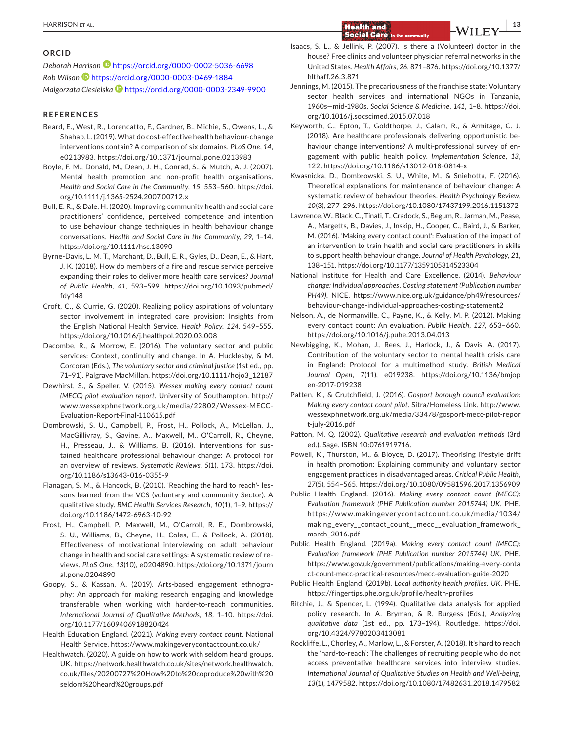## ORCID

*Deborah Harrison* https://orcid.org/0000-0002-5036-6698
*Rob Wilson* https://orcid.org/0000-0003-0469-1884
*Malgorzata Ciesielska* https://orcid.org/0000-0003-2349-9900

## REFERENCES

Beard, E., West, R., Lorencatto, F., Gardner, B., Michie, S., Owens, L., & Shahab, L. (2019). What do cost-effective health behaviour-change interventions contain? A comparison of six domains. *PLoS One*, *14*, e0213983. https://doi.org/10.1371/journal.pone.0213983

Boyle, F. M., Donald, M., Dean, J. H., Conrad, S., & Mutch, A. J. (2007). Mental health promotion and non-profit health organisations. *Health and Social Care in the Community*, *15*, 553–560. https://doi.org/10.1111/j.1365-2524.2007.00712.x

Bull, E. R., & Dale, H. (2020). Improving community health and social care practitioners' confidence, perceived competence and intention to use behaviour change techniques in health behaviour change conversations. *Health and Social Care in the Community*, *29*, 1–14. https://doi.org/10.1111/hsc.13090

Byrne-Davis, L. M. T., Marchant, D., Bull, E. R., Gyles, D., Dean, E., & Hart, J. K. (2018). How do members of a fire and rescue service perceive expanding their roles to deliver more health care services? *Journal of Public Health*, *41*, 593–599. https://doi.org/10.1093/pubmed/fdy148

Croft, C., & Currie, G. (2020). Realizing policy aspirations of voluntary sector involvement in integrated care provision: Insights from the English National Health Service. *Health Policy*, *124*, 549–555. https://doi.org/10.1016/j.healthpol.2020.03.008

Dacombe, R., & Morrow, E. (2016). The voluntary sector and public services: Context, continuity and change. In A. Hucklesby, & M. Corcoran (Eds.), *The voluntary sector and criminal justice* (1st ed., pp. 71–91). Palgrave MacMillan. https://doi.org/10.1111/hojo3_12187

Dewhirst, S., & Speller, V. (2015). *Wessex making every contact count (MECC) pilot evaluation report*. University of Southampton. http://www.wessexphnetwork.org.uk/media/22802/Wessex-MECC-Evaluation-Report-Final-110615.pdf

Dombrowski, S. U., Campbell, P., Frost, H., Pollock, A., McLellan, J., MacGillivray, S., Gavine, A., Maxwell, M., O'Carroll, R., Cheyne, H., Presseau, J., & Williams, B. (2016). Interventions for sustained healthcare professional behaviour change: A protocol for an overview of reviews. *Systematic Reviews*, *5*(1), 173. https://doi.org/10.1186/s13643-016-0355-9

Flanagan, S. M., & Hancock, B. (2010). 'Reaching the hard to reach'- lessons learned from the VCS (voluntary and community Sector). A qualitative study. *BMC Health Services Research*, *10*(1), 1–9. https://doi.org/10.1186/1472-6963-10-92

Frost, H., Campbell, P., Maxwell, M., O'Carroll, R. E., Dombrowski, S. U., Williams, B., Cheyne, H., Coles, E., & Pollock, A. (2018). Effectiveness of motivational interviewing on adult behaviour change in health and social care settings: A systematic review of reviews. *PLoS One*, *13*(10), e0204890. https://doi.org/10.1371/journal.pone.0204890

Goopy, S., & Kassan, A. (2019). Arts-based engagement ethnography: An approach for making research engaging and knowledge transferable when working with harder-to-reach communities. *International Journal of Qualitative Methods*, *18*, 1–10. https://doi.org/10.1177/1609406918820424

Health Education England. (2021). *Making every contact count*. National Health Service. https://www.makingeverycontactcount.co.uk/

Healthwatch. (2020). A guide on how to work with seldom heard groups. UK. https://network.healthwatch.co.uk/sites/network.healthwatch.co.uk/files/20200727%20How%20to%20coproduce%20with%20seldom%20heard%20groups.pdf

Isaacs, S. L., & Jellink, P. (2007). Is there a (Volunteer) doctor in the house? Free clinics and volunteer physician referral networks in the United States. *Health Affairs*, *26*, 871–876. https://doi.org/10.1377/hlthaff.26.3.871

Jennings, M. (2015). The precariousness of the franchise state: Voluntary sector health services and international NGOs in Tanzania, 1960s—mid-1980s. *Social Science & Medicine*, *141*, 1–8. https://doi.org/10.1016/j.socscimed.2015.07.018

Keyworth, C., Epton, T., Goldthorpe, J., Calam, R., & Armitage, C. J. (2018). Are healthcare professionals delivering opportunistic behaviour change interventions? A multi-professional survey of engagement with public health policy. *Implementation Science*, *13*, 122. https://doi.org/10.1186/s13012-018-0814-x

Kwasnicka, D., Dombrowski, S. U., White, M., & Sniehotta, F. (2016). Theoretical explanations for maintenance of behaviour change: A systematic review of behaviour theories. *Health Psychology Review*, *10*(3), 277–296. https://doi.org/10.1080/17437199.2016.1151372

Lawrence, W., Black, C., Tinati, T., Cradock, S., Begum, R., Jarman, M., Pease, A., Margetts, B., Davies, J., Inskip, H., Cooper, C., Baird, J., & Barker, M. (2016). 'Making every contact count': Evaluation of the impact of an intervention to train health and social care practitioners in skills to support health behaviour change. *Journal of Health Psychology*, *21*, 138–151. https://doi.org/10.1177/1359105314523304

National Institute for Health and Care Excellence. (2014). *Behaviour change: Individual approaches. Costing statement (Publication number PH49)*. NICE. https://www.nice.org.uk/guidance/ph49/resources/behaviour-change-individual-approaches-costing-statement2

Nelson, A., de Normanville, C., Payne, K., & Kelly, M. P. (2012). Making every contact count: An evaluation. *Public Health*, *127*, 653–660. https://doi.org/10.1016/j.puhe.2013.04.013

Newbigging, K., Mohan, J., Rees, J., Harlock, J., & Davis, A. (2017). Contribution of the voluntary sector to mental health crisis care in England: Protocol for a multimethod study. *British Medical Journal Open*, *7*(11), e019238. https://doi.org/10.1136/bmjopen-2017-019238

Patten, K., & Crutchfield, J. (2016). *Gosport borough council evaluation: Making every contact count pilot*. Sitra/Homeless Link. http://www.wessexphnetwork.org.uk/media/33478/gosport-mecc-pilot-report-july-2016.pdf

Patton, M. Q. (2002). *Qualitative research and evaluation methods* (3rd ed.). Sage. ISBN 10:0761919716.

Powell, K., Thurston, M., & Bloyce, D. (2017). Theorising lifestyle drift in health promotion: Explaining community and voluntary sector engagement practices in disadvantaged areas. *Critical Public Health*, *27*(5), 554–565. https://doi.org/10.1080/09581596.2017.1356909

Public Health England. (2016). *Making every contact count (MECC): Evaluation framework (PHE Publication number 2015744) UK*. PHE. https://www.makingeverycontactcount.co.uk/media/1034/making_every__contact_count__mecc__evaluation_framework_march_2016.pdf

Public Health England. (2019a). *Making every contact count (MECC): Evaluation framework (PHE Publication number 2015744) UK*. PHE. https://www.gov.uk/government/publications/making-every-contact-count-mecc-practical-resources/mecc-evaluation-guide-2020

Public Health England. (2019b). *Local authority health profiles. UK*. PHE. https://fingertips.phe.org.uk/profile/health-profiles

Ritchie, J., & Spencer, L. (1994). Qualitative data analysis for applied policy research. In A. Bryman, & R. Burgess (Eds.), *Analyzing qualitative data* (1st ed., pp. 173–194). Routledge. https://doi.org/10.4324/9780203413081

Rockliffe, L., Chorley, A., Marlow, L., & Forster, A. (2018). It's hard to reach the 'hard-to-reach': The challenges of recruiting people who do not access preventative healthcare services into interview studies. *International Journal of Qualitative Studies on Health and Well-being*, *13*(1), 1479582. https://doi.org/10.1080/17482631.2018.1479582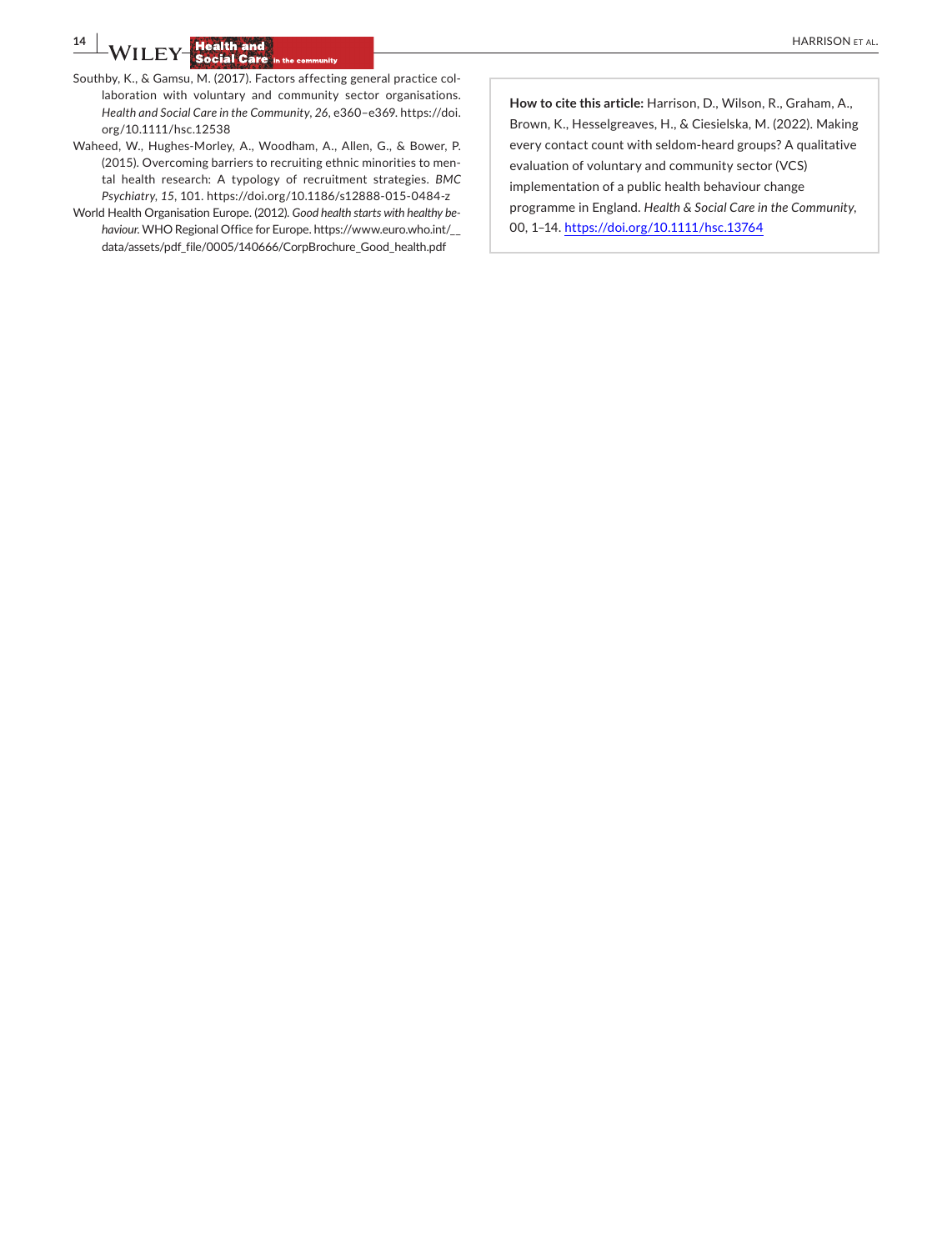Southby, K., & Gamsu, M. (2017). Factors affecting general practice collaboration with voluntary and community sector organisations. *Health and Social Care in the Community*, *26*, e360–e369. https://doi.org/10.1111/hsc.12538

Waheed, W., Hughes-Morley, A., Woodham, A., Allen, G., & Bower, P. (2015). Overcoming barriers to recruiting ethnic minorities to mental health research: A typology of recruitment strategies. *BMC Psychiatry*, *15*, 101. https://doi.org/10.1186/s12888-015-0484-z

World Health Organisation Europe. (2012). *Good health starts with healthy behaviour*. WHO Regional Office for Europe. https://www.euro.who.int/__data/assets/pdf_file/0005/140666/CorpBrochure_Good_health.pdf

**How to cite this article:** Harrison, D., Wilson, R., Graham, A., Brown, K., Hesselgreaves, H., & Ciesielska, M. (2022). Making every contact count with seldom-heard groups? A qualitative evaluation of voluntary and community sector (VCS) implementation of a public health behaviour change programme in England. *Health & Social Care in the Community*, 00, 1–14. https://doi.org/10.1111/hsc.13764